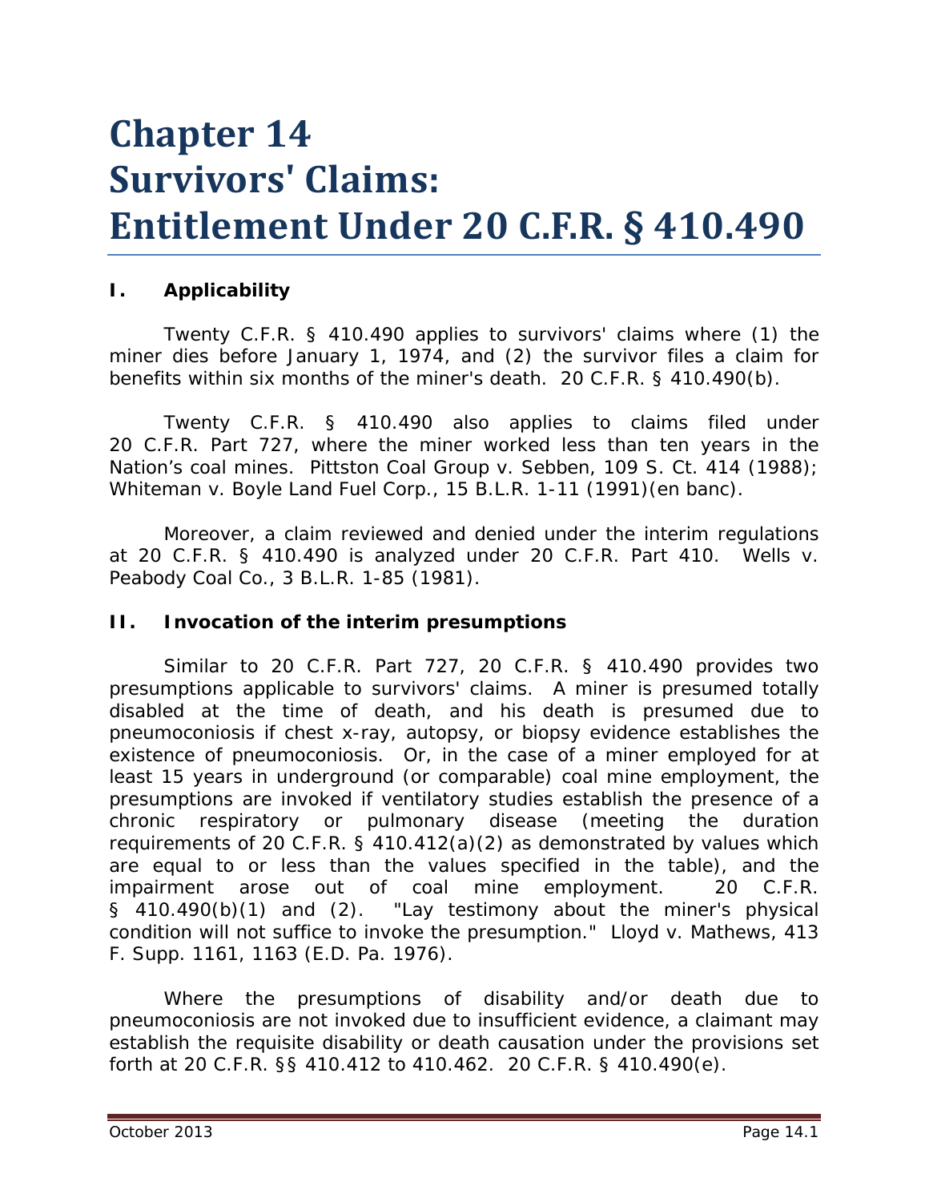# Chapter 14
# Survivors' Claims: Entitlement Under 20 C.F.R. § 410.490

## I. Applicability

Twenty C.F.R. § 410.490 applies to survivors' claims where (1) the miner dies before January 1, 1974, and (2) the survivor files a claim for benefits within six months of the miner's death. 20 C.F.R. § 410.490(b).

Twenty C.F.R. § 410.490 also applies to claims filed under 20 C.F.R. Part 727, where the miner worked less than ten years in the Nation's coal mines. *Pittston Coal Group v. Sebben*, 109 S. Ct. 414 (1988); *Whiteman v. Boyle Land Fuel Corp.*, 15 B.L.R. 1-11 (1991)(en banc).

Moreover, a claim reviewed and denied under the interim regulations at 20 C.F.R. § 410.490 is analyzed under 20 C.F.R. Part 410. *Wells v. Peabody Coal Co.*, 3 B.L.R. 1-85 (1981).

## II. Invocation of the interim presumptions

Similar to 20 C.F.R. Part 727, 20 C.F.R. § 410.490 provides two presumptions applicable to survivors' claims. A miner is presumed totally disabled at the time of death, and his death is presumed due to pneumoconiosis if chest x-ray, autopsy, or biopsy evidence establishes the existence of pneumoconiosis. Or, in the case of a miner employed for at least 15 years in underground (or comparable) coal mine employment, the presumptions are invoked if ventilatory studies establish the presence of a chronic respiratory or pulmonary disease (meeting the duration requirements of 20 C.F.R. § 410.412(a)(2) as demonstrated by values which are equal to or less than the values specified in the table), and the impairment arose out of coal mine employment. 20 C.F.R. § 410.490(b)(1) and (2). "Lay testimony about the miner's physical condition will not suffice to invoke the presumption." *Lloyd v. Mathews*, 413 F. Supp. 1161, 1163 (E.D. Pa. 1976).

Where the presumptions of disability and/or death due to pneumoconiosis are not invoked due to insufficient evidence, a claimant may establish the requisite disability or death causation under the provisions set forth at 20 C.F.R. §§ 410.412 to 410.462. 20 C.F.R. § 410.490(e).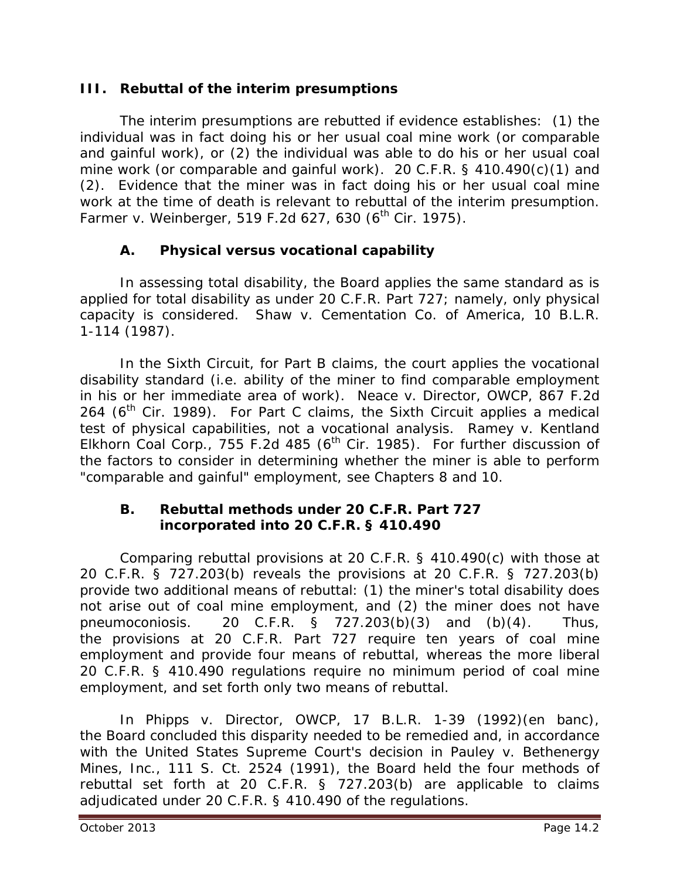## III. Rebuttal of the interim presumptions

The interim presumptions are rebutted if evidence establishes: (1) the individual was in fact doing his or her usual coal mine work (or comparable and gainful work), or (2) the individual was able to do his or her usual coal mine work (or comparable and gainful work). 20 C.F.R. § 410.490(c)(1) and (2). Evidence that the miner was in fact doing his or her usual coal mine work at the time of death is relevant to rebuttal of the interim presumption. *Farmer v. Weinberger*, 519 F.2d 627, 630 (6th Cir. 1975).

### A. Physical versus vocational capability

In assessing total disability, the Board applies the same standard as is applied for total disability as under 20 C.F.R. Part 727; namely, only physical capacity is considered. *Shaw v. Cementation Co. of America*, 10 B.L.R. 1-114 (1987).

In the Sixth Circuit, for Part B claims, the court applies the vocational disability standard (i.e. ability of the miner to find comparable employment in his or her immediate area of work). *Neace v. Director, OWCP*, 867 F.2d 264 (6th Cir. 1989). For Part C claims, the Sixth Circuit applies a medical test of physical capabilities, not a vocational analysis. *Ramey v. Kentland Elkhorn Coal Corp.*, 755 F.2d 485 (6th Cir. 1985). For further discussion of the factors to consider in determining whether the miner is able to perform "comparable and gainful" employment, see Chapters 8 and 10.

### B. Rebuttal methods under 20 C.F.R. Part 727 incorporated into 20 C.F.R. § 410.490

Comparing rebuttal provisions at 20 C.F.R. § 410.490(c) with those at 20 C.F.R. § 727.203(b) reveals the provisions at 20 C.F.R. § 727.203(b) provide two additional means of rebuttal: (1) the miner's total disability does not arise out of coal mine employment, and (2) the miner does not have pneumoconiosis. 20 C.F.R. § 727.203(b)(3) and (b)(4). Thus, the provisions at 20 C.F.R. Part 727 require ten years of coal mine employment and provide four means of rebuttal, whereas the more liberal 20 C.F.R. § 410.490 regulations require no minimum period of coal mine employment, and set forth only two means of rebuttal.

In *Phipps v. Director, OWCP*, 17 B.L.R. 1-39 (1992)(en banc), the Board concluded this disparity needed to be remedied and, in accordance with the United States Supreme Court's decision in *Pauley v. Bethenergy Mines, Inc.*, 111 S. Ct. 2524 (1991), the Board held the four methods of rebuttal set forth at 20 C.F.R. § 727.203(b) are applicable to claims adjudicated under 20 C.F.R. § 410.490 of the regulations.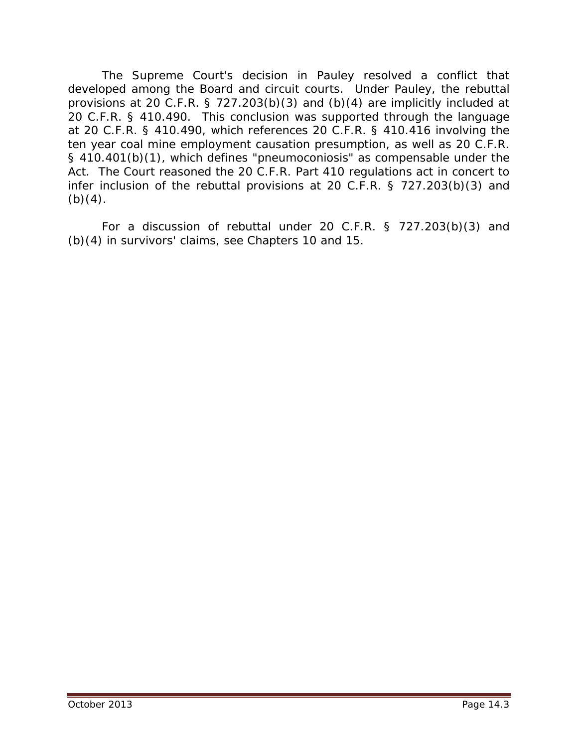The Supreme Court's decision in Pauley resolved a conflict that developed among the Board and circuit courts. Under Pauley, the rebuttal provisions at 20 C.F.R. § 727.203(b)(3) and (b)(4) are implicitly included at 20 C.F.R. § 410.490. This conclusion was supported through the language at 20 C.F.R. § 410.490, which references 20 C.F.R. § 410.416 involving the ten year coal mine employment causation presumption, as well as 20 C.F.R. § 410.401(b)(1), which defines "pneumoconiosis" as compensable under the Act. The Court reasoned the 20 C.F.R. Part 410 regulations act in concert to infer inclusion of the rebuttal provisions at 20 C.F.R. § 727.203(b)(3) and (b)(4).

For a discussion of rebuttal under 20 C.F.R. § 727.203(b)(3) and (b)(4) in survivors' claims, see Chapters 10 and 15.